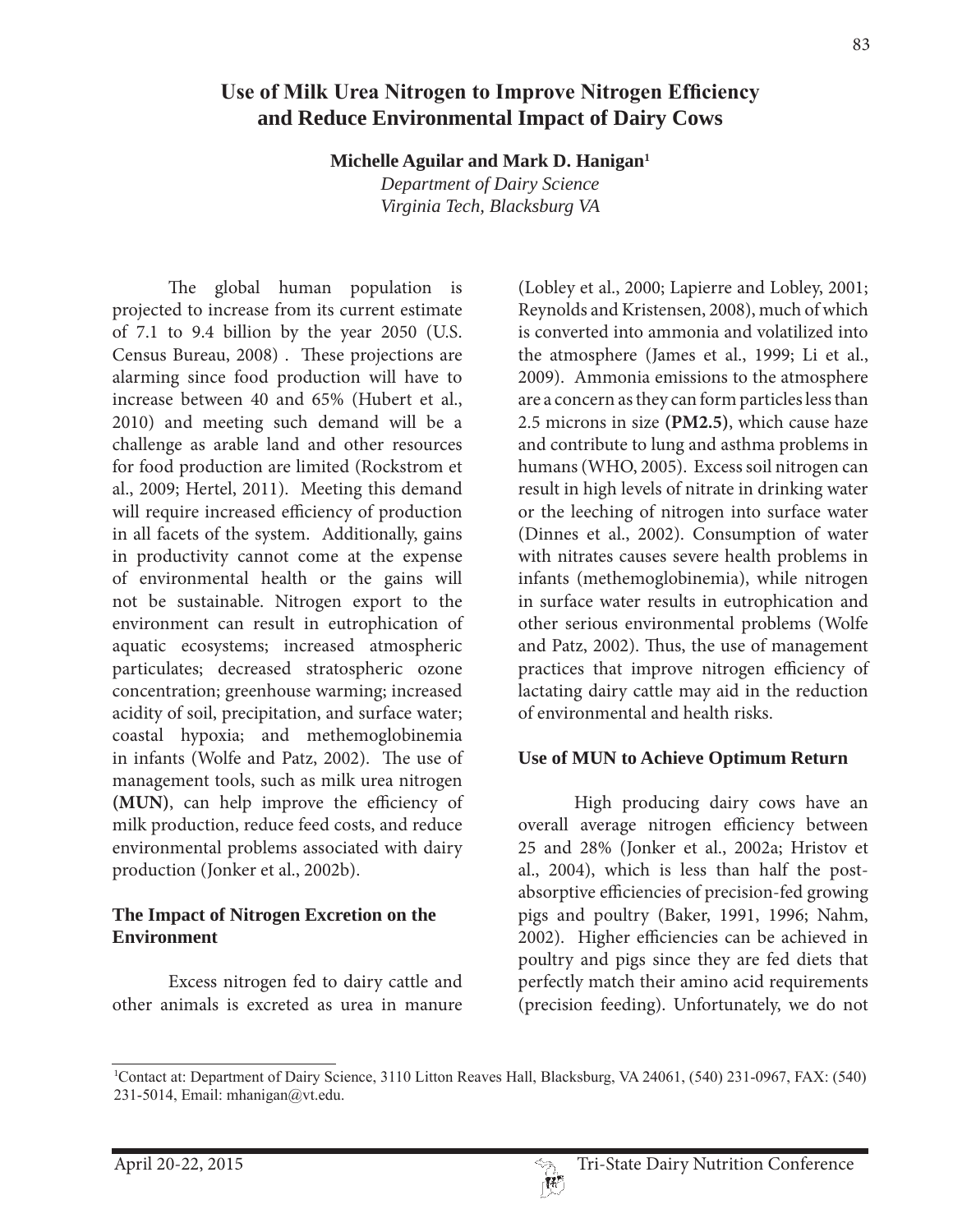# Use of Milk Urea Nitrogen to Improve Nitrogen Efficiency and Reduce Environmental Impact of Dairy Cows

**Michelle Aguilar and Mark D. Hanigan[1]**

*Department of Dairy Science*
*Virginia Tech, Blacksburg VA*

The global human population is projected to increase from its current estimate of 7.1 to 9.4 billion by the year 2050 (U.S. Census Bureau, 2008) . These projections are alarming since food production will have to increase between 40 and 65% (Hubert et al., 2010) and meeting such demand will be a challenge as arable land and other resources for food production are limited (Rockstrom et al., 2009; Hertel, 2011). Meeting this demand will require increased efficiency of production in all facets of the system. Additionally, gains in productivity cannot come at the expense of environmental health or the gains will not be sustainable. Nitrogen export to the environment can result in eutrophication of aquatic ecosystems; increased atmospheric particulates; decreased stratospheric ozone concentration; greenhouse warming; increased acidity of soil, precipitation, and surface water; coastal hypoxia; and methemoglobinemia in infants (Wolfe and Patz, 2002). The use of management tools, such as milk urea nitrogen **(MUN)**, can help improve the efficiency of milk production, reduce feed costs, and reduce environmental problems associated with dairy production (Jonker et al., 2002b).

## The Impact of Nitrogen Excretion on the Environment

Excess nitrogen fed to dairy cattle and other animals is excreted as urea in manure (Lobley et al., 2000; Lapierre and Lobley, 2001; Reynolds and Kristensen, 2008), much of which is converted into ammonia and volatilized into the atmosphere (James et al., 1999; Li et al., 2009). Ammonia emissions to the atmosphere are a concern as they can form particles less than 2.5 microns in size **(PM2.5)**, which cause haze and contribute to lung and asthma problems in humans (WHO, 2005). Excess soil nitrogen can result in high levels of nitrate in drinking water or the leeching of nitrogen into surface water (Dinnes et al., 2002). Consumption of water with nitrates causes severe health problems in infants (methemoglobinemia), while nitrogen in surface water results in eutrophication and other serious environmental problems (Wolfe and Patz, 2002). Thus, the use of management practices that improve nitrogen efficiency of lactating dairy cattle may aid in the reduction of environmental and health risks.

## Use of MUN to Achieve Optimum Return

High producing dairy cows have an overall average nitrogen efficiency between 25 and 28% (Jonker et al., 2002a; Hristov et al., 2004), which is less than half the post-absorptive efficiencies of precision-fed growing pigs and poultry (Baker, 1991, 1996; Nahm, 2002). Higher efficiencies can be achieved in poultry and pigs since they are fed diets that perfectly match their amino acid requirements (precision feeding). Unfortunately, we do not

[1]Contact at: Department of Dairy Science, 3110 Litton Reaves Hall, Blacksburg, VA 24061, (540) 231-0967, FAX: (540) 231-5014, Email: mhanigan@vt.edu.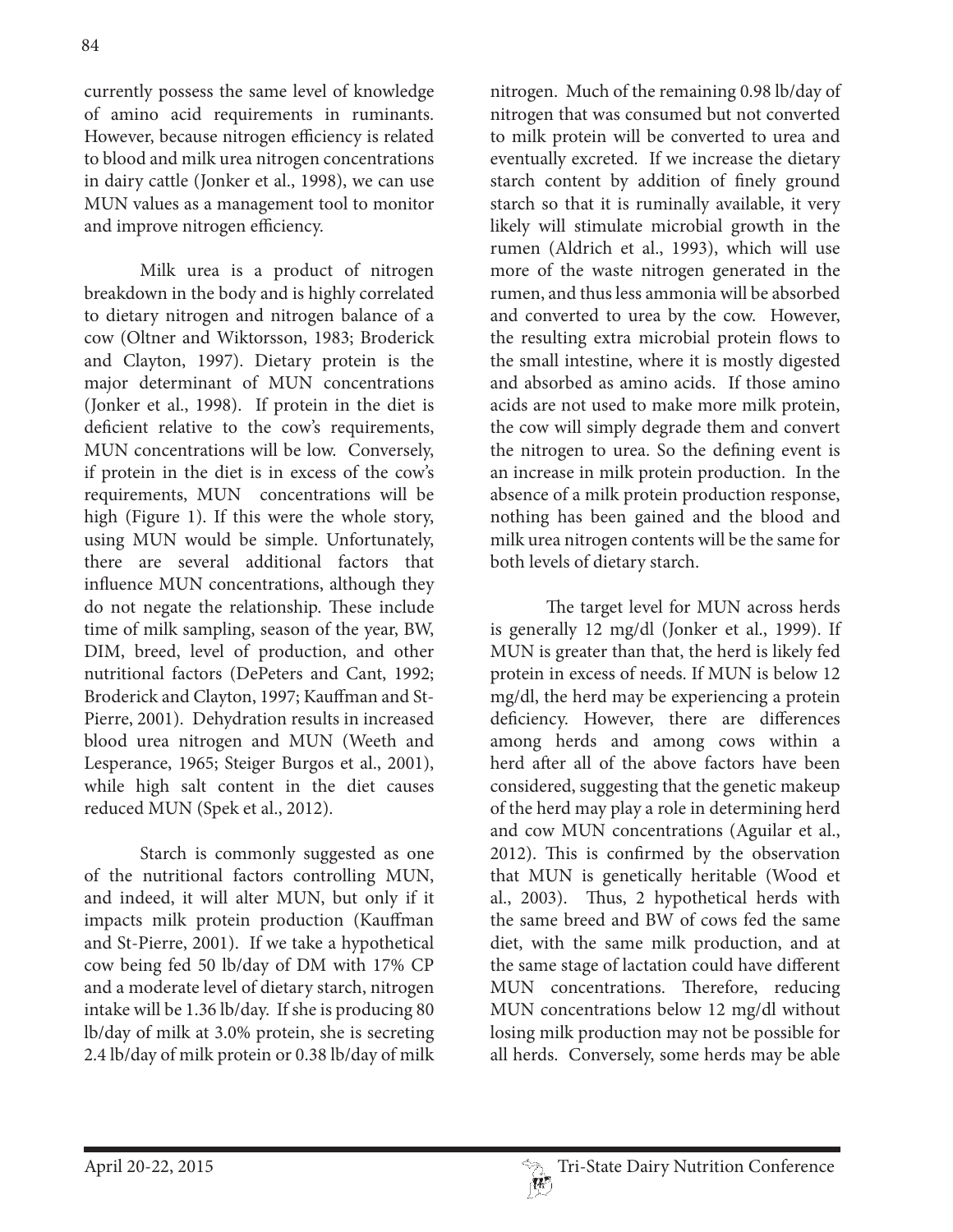currently possess the same level of knowledge of amino acid requirements in ruminants. However, because nitrogen efficiency is related to blood and milk urea nitrogen concentrations in dairy cattle (Jonker et al., 1998), we can use MUN values as a management tool to monitor and improve nitrogen efficiency.

Milk urea is a product of nitrogen breakdown in the body and is highly correlated to dietary nitrogen and nitrogen balance of a cow (Oltner and Wiktorsson, 1983; Broderick and Clayton, 1997). Dietary protein is the major determinant of MUN concentrations (Jonker et al., 1998). If protein in the diet is deficient relative to the cow's requirements, MUN concentrations will be low. Conversely, if protein in the diet is in excess of the cow's requirements, MUN concentrations will be high (Figure 1). If this were the whole story, using MUN would be simple. Unfortunately, there are several additional factors that influence MUN concentrations, although they do not negate the relationship. These include time of milk sampling, season of the year, BW, DIM, breed, level of production, and other nutritional factors (DePeters and Cant, 1992; Broderick and Clayton, 1997; Kauffman and St-Pierre, 2001). Dehydration results in increased blood urea nitrogen and MUN (Weeth and Lesperance, 1965; Steiger Burgos et al., 2001), while high salt content in the diet causes reduced MUN (Spek et al., 2012).

Starch is commonly suggested as one of the nutritional factors controlling MUN, and indeed, it will alter MUN, but only if it impacts milk protein production (Kauffman and St-Pierre, 2001). If we take a hypothetical cow being fed 50 lb/day of DM with 17% CP and a moderate level of dietary starch, nitrogen intake will be 1.36 lb/day. If she is producing 80 lb/day of milk at 3.0% protein, she is secreting 2.4 lb/day of milk protein or 0.38 lb/day of milk nitrogen. Much of the remaining 0.98 lb/day of nitrogen that was consumed but not converted to milk protein will be converted to urea and eventually excreted. If we increase the dietary starch content by addition of finely ground starch so that it is ruminally available, it very likely will stimulate microbial growth in the rumen (Aldrich et al., 1993), which will use more of the waste nitrogen generated in the rumen, and thus less ammonia will be absorbed and converted to urea by the cow. However, the resulting extra microbial protein flows to the small intestine, where it is mostly digested and absorbed as amino acids. If those amino acids are not used to make more milk protein, the cow will simply degrade them and convert the nitrogen to urea. So the defining event is an increase in milk protein production. In the absence of a milk protein production response, nothing has been gained and the blood and milk urea nitrogen contents will be the same for both levels of dietary starch.

The target level for MUN across herds is generally 12 mg/dl (Jonker et al., 1999). If MUN is greater than that, the herd is likely fed protein in excess of needs. If MUN is below 12 mg/dl, the herd may be experiencing a protein deficiency. However, there are differences among herds and among cows within a herd after all of the above factors have been considered, suggesting that the genetic makeup of the herd may play a role in determining herd and cow MUN concentrations (Aguilar et al., 2012). This is confirmed by the observation that MUN is genetically heritable (Wood et al., 2003). Thus, 2 hypothetical herds with the same breed and BW of cows fed the same diet, with the same milk production, and at the same stage of lactation could have different MUN concentrations. Therefore, reducing MUN concentrations below 12 mg/dl without losing milk production may not be possible for all herds. Conversely, some herds may be able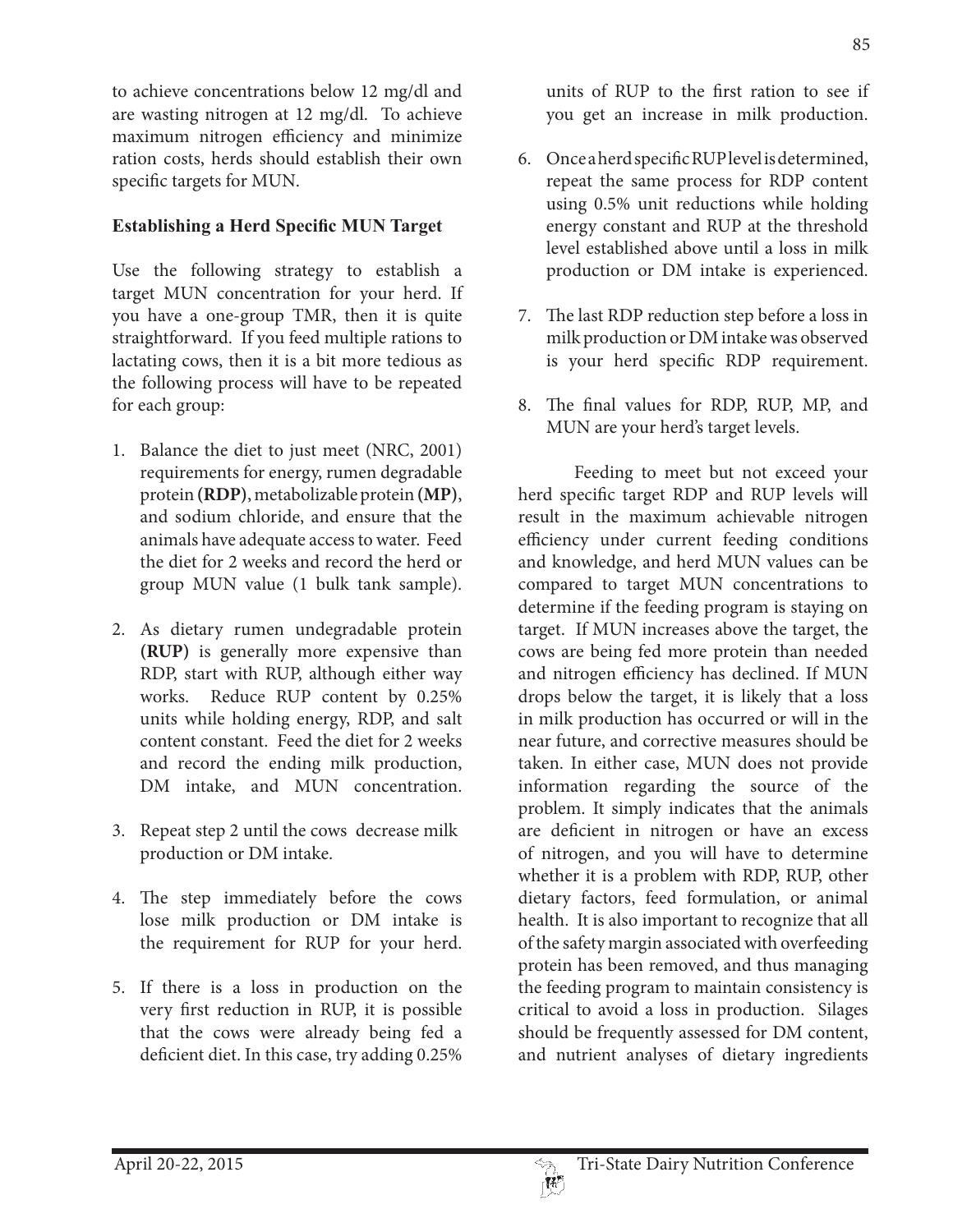to achieve concentrations below 12 mg/dl and are wasting nitrogen at 12 mg/dl. To achieve maximum nitrogen efficiency and minimize ration costs, herds should establish their own specific targets for MUN.

## Establishing a Herd Specific MUN Target

Use the following strategy to establish a target MUN concentration for your herd. If you have a one-group TMR, then it is quite straightforward. If you feed multiple rations to lactating cows, then it is a bit more tedious as the following process will have to be repeated for each group:

1. Balance the diet to just meet (NRC, 2001) requirements for energy, rumen degradable protein **(RDP)**, metabolizable protein **(MP)**, and sodium chloride, and ensure that the animals have adequate access to water. Feed the diet for 2 weeks and record the herd or group MUN value (1 bulk tank sample).
2. As dietary rumen undegradable protein **(RUP)** is generally more expensive than RDP, start with RUP, although either way works. Reduce RUP content by 0.25% units while holding energy, RDP, and salt content constant. Feed the diet for 2 weeks and record the ending milk production, DM intake, and MUN concentration.
3. Repeat step 2 until the cows decrease milk production or DM intake.
4. The step immediately before the cows lose milk production or DM intake is the requirement for RUP for your herd.
5. If there is a loss in production on the very first reduction in RUP, it is possible that the cows were already being fed a deficient diet. In this case, try adding 0.25% units of RUP to the first ration to see if you get an increase in milk production.
6. Once a herd specific RUP level is determined, repeat the same process for RDP content using 0.5% unit reductions while holding energy constant and RUP at the threshold level established above until a loss in milk production or DM intake is experienced.
7. The last RDP reduction step before a loss in milk production or DM intake was observed is your herd specific RDP requirement.
8. The final values for RDP, RUP, MP, and MUN are your herd's target levels.

Feeding to meet but not exceed your herd specific target RDP and RUP levels will result in the maximum achievable nitrogen efficiency under current feeding conditions and knowledge, and herd MUN values can be compared to target MUN concentrations to determine if the feeding program is staying on target. If MUN increases above the target, the cows are being fed more protein than needed and nitrogen efficiency has declined. If MUN drops below the target, it is likely that a loss in milk production has occurred or will in the near future, and corrective measures should be taken. In either case, MUN does not provide information regarding the source of the problem. It simply indicates that the animals are deficient in nitrogen or have an excess of nitrogen, and you will have to determine whether it is a problem with RDP, RUP, other dietary factors, feed formulation, or animal health. It is also important to recognize that all of the safety margin associated with overfeeding protein has been removed, and thus managing the feeding program to maintain consistency is critical to avoid a loss in production. Silages should be frequently assessed for DM content, and nutrient analyses of dietary ingredients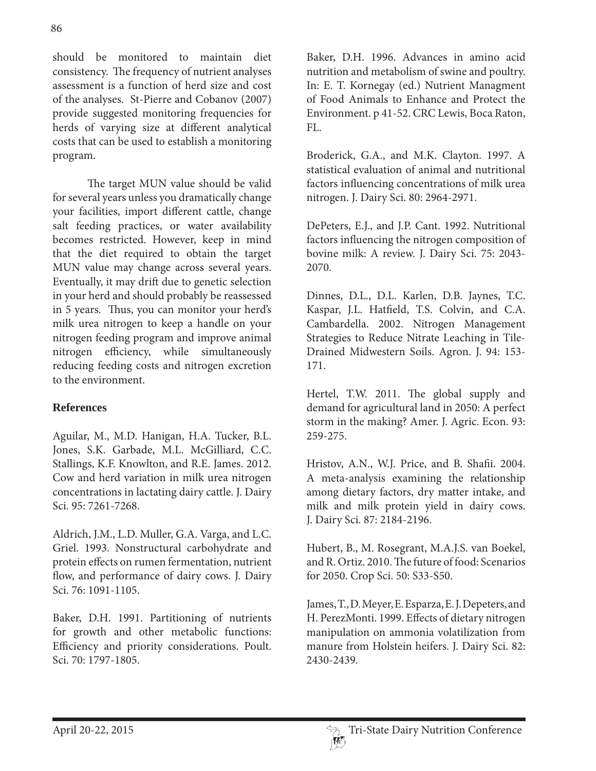should be monitored to maintain diet consistency. The frequency of nutrient analyses assessment is a function of herd size and cost of the analyses. St-Pierre and Cobanov (2007) provide suggested monitoring frequencies for herds of varying size at different analytical costs that can be used to establish a monitoring program.

The target MUN value should be valid for several years unless you dramatically change your facilities, import different cattle, change salt feeding practices, or water availability becomes restricted. However, keep in mind that the diet required to obtain the target MUN value may change across several years. Eventually, it may drift due to genetic selection in your herd and should probably be reassessed in 5 years. Thus, you can monitor your herd's milk urea nitrogen to keep a handle on your nitrogen feeding program and improve animal nitrogen efficiency, while simultaneously reducing feeding costs and nitrogen excretion to the environment.

## References

Aguilar, M., M.D. Hanigan, H.A. Tucker, B.L. Jones, S.K. Garbade, M.L. McGilliard, C.C. Stallings, K.F. Knowlton, and R.E. James. 2012. Cow and herd variation in milk urea nitrogen concentrations in lactating dairy cattle. J. Dairy Sci. 95: 7261-7268.

Aldrich, J.M., L.D. Muller, G.A. Varga, and L.C. Griel. 1993. Nonstructural carbohydrate and protein effects on rumen fermentation, nutrient flow, and performance of dairy cows. J. Dairy Sci. 76: 1091-1105.

Baker, D.H. 1991. Partitioning of nutrients for growth and other metabolic functions: Efficiency and priority considerations. Poult. Sci. 70: 1797-1805.

Baker, D.H. 1996. Advances in amino acid nutrition and metabolism of swine and poultry. In: E. T. Kornegay (ed.) Nutrient Managment of Food Animals to Enhance and Protect the Environment. p 41-52. CRC Lewis, Boca Raton, FL.

Broderick, G.A., and M.K. Clayton. 1997. A statistical evaluation of animal and nutritional factors influencing concentrations of milk urea nitrogen. J. Dairy Sci. 80: 2964-2971.

DePeters, E.J., and J.P. Cant. 1992. Nutritional factors influencing the nitrogen composition of bovine milk: A review. J. Dairy Sci. 75: 2043-2070.

Dinnes, D.L., D.L. Karlen, D.B. Jaynes, T.C. Kaspar, J.L. Hatfield, T.S. Colvin, and C.A. Cambardella. 2002. Nitrogen Management Strategies to Reduce Nitrate Leaching in Tile-Drained Midwestern Soils. Agron. J. 94: 153-171.

Hertel, T.W. 2011. The global supply and demand for agricultural land in 2050: A perfect storm in the making? Amer. J. Agric. Econ. 93: 259-275.

Hristov, A.N., W.J. Price, and B. Shafii. 2004. A meta-analysis examining the relationship among dietary factors, dry matter intake, and milk and milk protein yield in dairy cows. J. Dairy Sci. 87: 2184-2196.

Hubert, B., M. Rosegrant, M.A.J.S. van Boekel, and R. Ortiz. 2010. The future of food: Scenarios for 2050. Crop Sci. 50: S33-S50.

James, T., D. Meyer, E. Esparza, E. J. Depeters, and H. PerezMonti. 1999. Effects of dietary nitrogen manipulation on ammonia volatilization from manure from Holstein heifers. J. Dairy Sci. 82: 2430-2439.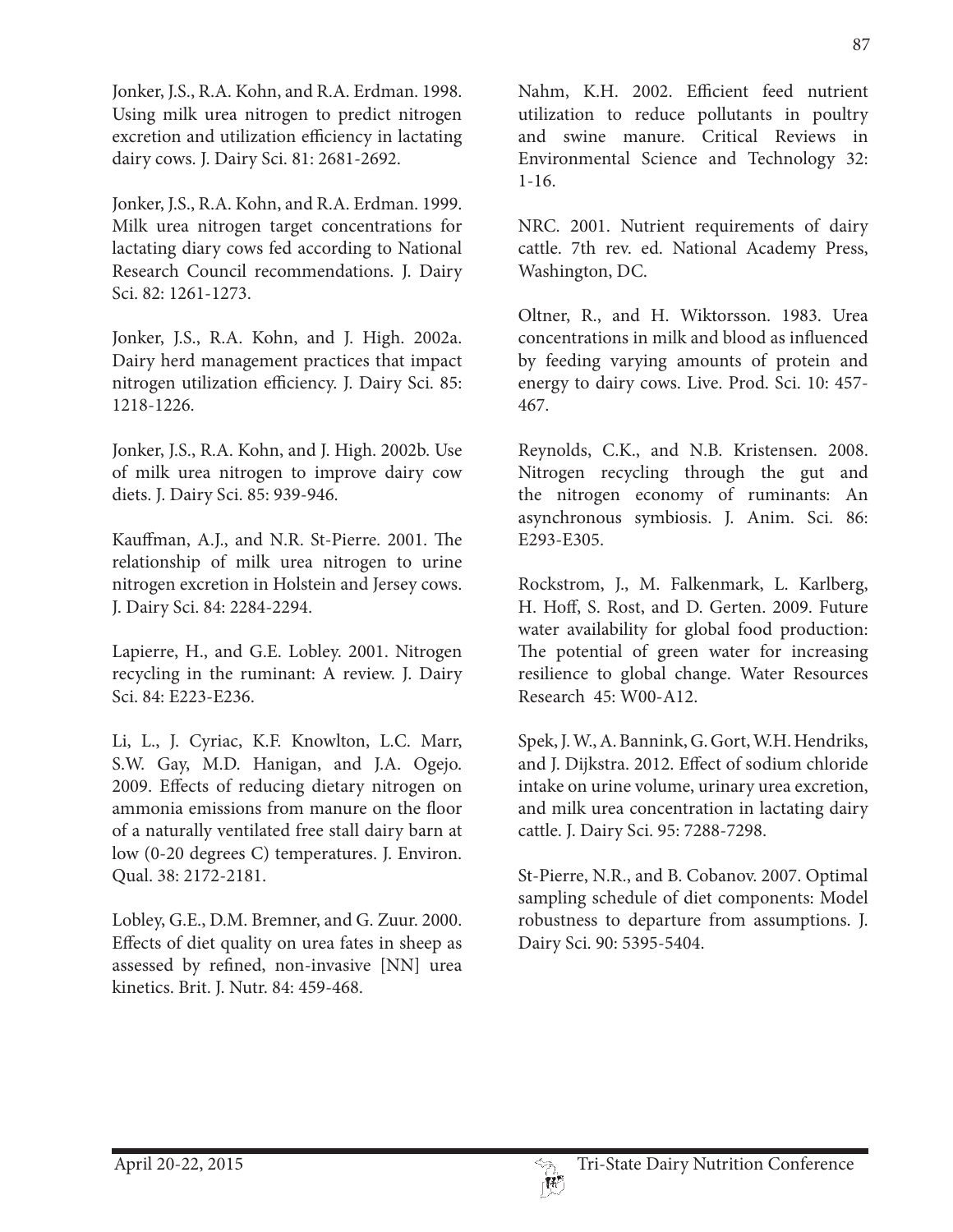Jonker, J.S., R.A. Kohn, and R.A. Erdman. 1998. Using milk urea nitrogen to predict nitrogen excretion and utilization efficiency in lactating dairy cows. J. Dairy Sci. 81: 2681-2692.

Jonker, J.S., R.A. Kohn, and R.A. Erdman. 1999. Milk urea nitrogen target concentrations for lactating diary cows fed according to National Research Council recommendations. J. Dairy Sci. 82: 1261-1273.

Jonker, J.S., R.A. Kohn, and J. High. 2002a. Dairy herd management practices that impact nitrogen utilization efficiency. J. Dairy Sci. 85: 1218-1226.

Jonker, J.S., R.A. Kohn, and J. High. 2002b. Use of milk urea nitrogen to improve dairy cow diets. J. Dairy Sci. 85: 939-946.

Kauffman, A.J., and N.R. St-Pierre. 2001. The relationship of milk urea nitrogen to urine nitrogen excretion in Holstein and Jersey cows. J. Dairy Sci. 84: 2284-2294.

Lapierre, H., and G.E. Lobley. 2001. Nitrogen recycling in the ruminant: A review. J. Dairy Sci. 84: E223-E236.

Li, L., J. Cyriac, K.F. Knowlton, L.C. Marr, S.W. Gay, M.D. Hanigan, and J.A. Ogejo. 2009. Effects of reducing dietary nitrogen on ammonia emissions from manure on the floor of a naturally ventilated free stall dairy barn at low (0-20 degrees C) temperatures. J. Environ. Qual. 38: 2172-2181.

Lobley, G.E., D.M. Bremner, and G. Zuur. 2000. Effects of diet quality on urea fates in sheep as assessed by refined, non-invasive [NN] urea kinetics. Brit. J. Nutr. 84: 459-468.

Nahm, K.H. 2002. Efficient feed nutrient utilization to reduce pollutants in poultry and swine manure. Critical Reviews in Environmental Science and Technology 32: 1-16.

NRC. 2001. Nutrient requirements of dairy cattle. 7th rev. ed. National Academy Press, Washington, DC.

Oltner, R., and H. Wiktorsson. 1983. Urea concentrations in milk and blood as influenced by feeding varying amounts of protein and energy to dairy cows. Live. Prod. Sci. 10: 457-467.

Reynolds, C.K., and N.B. Kristensen. 2008. Nitrogen recycling through the gut and the nitrogen economy of ruminants: An asynchronous symbiosis. J. Anim. Sci. 86: E293-E305.

Rockstrom, J., M. Falkenmark, L. Karlberg, H. Hoff, S. Rost, and D. Gerten. 2009. Future water availability for global food production: The potential of green water for increasing resilience to global change. Water Resources Research 45: W00-A12.

Spek, J. W., A. Bannink, G. Gort, W.H. Hendriks, and J. Dijkstra. 2012. Effect of sodium chloride intake on urine volume, urinary urea excretion, and milk urea concentration in lactating dairy cattle. J. Dairy Sci. 95: 7288-7298.

St-Pierre, N.R., and B. Cobanov. 2007. Optimal sampling schedule of diet components: Model robustness to departure from assumptions. J. Dairy Sci. 90: 5395-5404.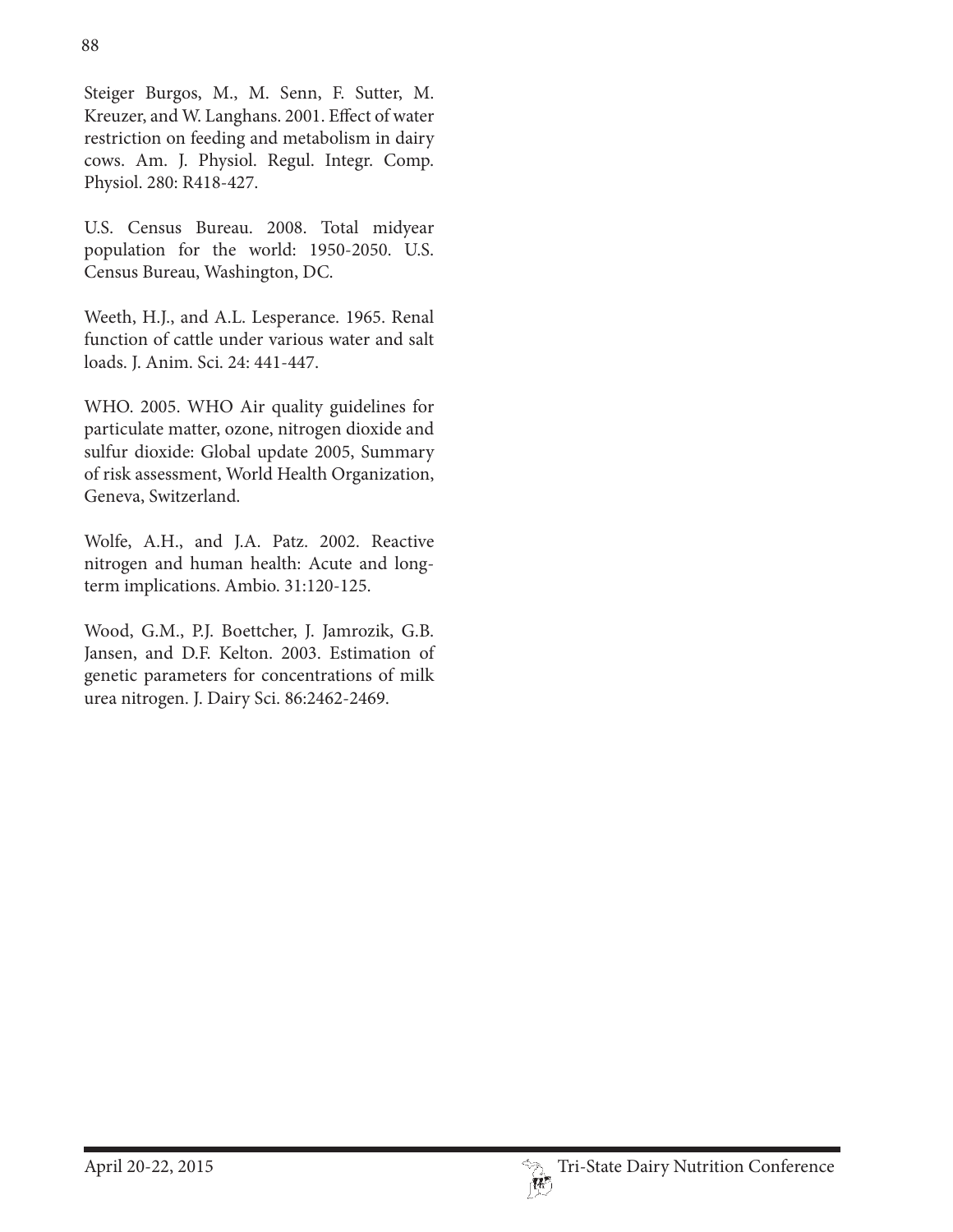Steiger Burgos, M., M. Senn, F. Sutter, M. Kreuzer, and W. Langhans. 2001. Effect of water restriction on feeding and metabolism in dairy cows. Am. J. Physiol. Regul. Integr. Comp. Physiol. 280: R418-427.

U.S. Census Bureau. 2008. Total midyear population for the world: 1950-2050. U.S. Census Bureau, Washington, DC.

Weeth, H.J., and A.L. Lesperance. 1965. Renal function of cattle under various water and salt loads. J. Anim. Sci. 24: 441-447.

WHO. 2005. WHO Air quality guidelines for particulate matter, ozone, nitrogen dioxide and sulfur dioxide: Global update 2005, Summary of risk assessment, World Health Organization, Geneva, Switzerland.

Wolfe, A.H., and J.A. Patz. 2002. Reactive nitrogen and human health: Acute and long-term implications. Ambio. 31:120-125.

Wood, G.M., P.J. Boettcher, J. Jamrozik, G.B. Jansen, and D.F. Kelton. 2003. Estimation of genetic parameters for concentrations of milk urea nitrogen. J. Dairy Sci. 86:2462-2469.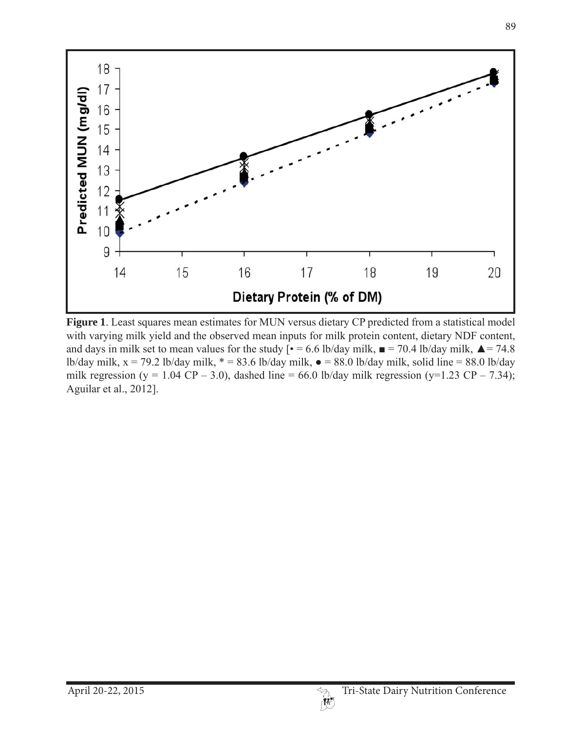18
17
16
15
14
13
12
11
10
9

Predicted MUN (mg/dl)

14
15
16
17
18
19
20

Dietary Protein (% of DM)

**Figure 1**. Least squares mean estimates for MUN versus dietary CP predicted from a statistical model with varying milk yield and the observed mean inputs for milk protein content, dietary NDF content, and days in milk set to mean values for the study [• = 6.6 lb/day milk, ■ = 70.4 lb/day milk, ▲= 74.8 lb/day milk, x = 79.2 lb/day milk, * = 83.6 lb/day milk, ● = 88.0 lb/day milk, solid line = 88.0 lb/day milk regression (y = 1.04 CP – 3.0), dashed line = 66.0 lb/day milk regression (y=1.23 CP – 7.34); Aguilar et al., 2012].